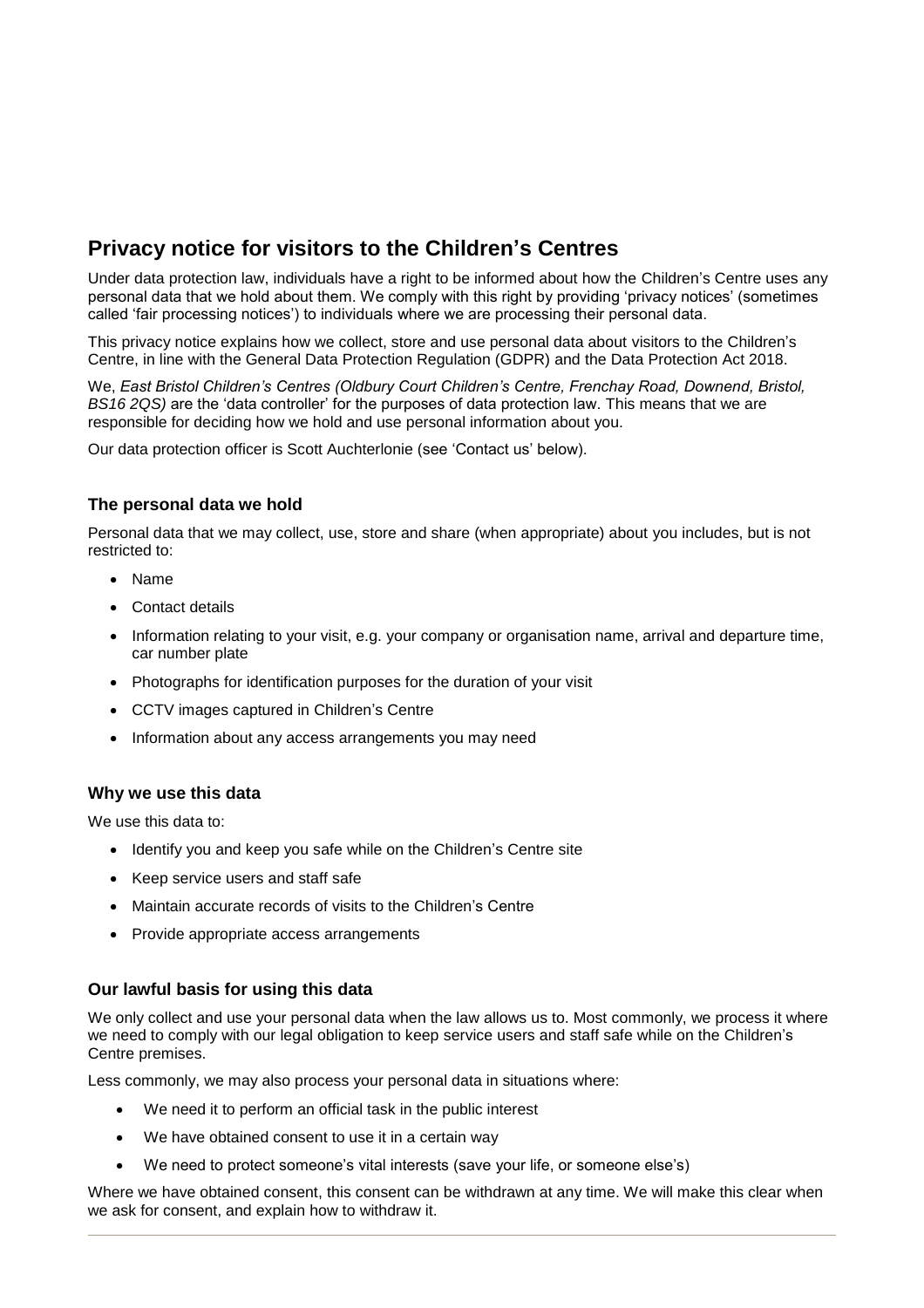# Privacy notice for visitors to the Children's Centres

Under data protection law, individuals have a right to be informed about how the Children's Centre uses any personal data that we hold about them. We comply with this right by providing 'privacy notices' (sometimes called 'fair processing notices') to individuals where we are processing their personal data.

This privacy notice explains how we collect, store and use personal data about visitors to the Children's Centre, in line with the General Data Protection Regulation (GDPR) and the Data Protection Act 2018.

We, *East Bristol Children's Centres (Oldbury Court Children's Centre, Frenchay Road, Downend, Bristol, BS16 2QS)* are the 'data controller' for the purposes of data protection law. This means that we are responsible for deciding how we hold and use personal information about you.

Our data protection officer is Scott Auchterlonie (see 'Contact us' below).

### The personal data we hold

Personal data that we may collect, use, store and share (when appropriate) about you includes, but is not restricted to:

- Name
- Contact details
- Information relating to your visit, e.g. your company or organisation name, arrival and departure time, car number plate
- Photographs for identification purposes for the duration of your visit
- CCTV images captured in Children's Centre
- Information about any access arrangements you may need

### Why we use this data

We use this data to:

- Identify you and keep you safe while on the Children's Centre site
- Keep service users and staff safe
- Maintain accurate records of visits to the Children's Centre
- Provide appropriate access arrangements

### Our lawful basis for using this data

We only collect and use your personal data when the law allows us to. Most commonly, we process it where we need to comply with our legal obligation to keep service users and staff safe while on the Children's Centre premises.

Less commonly, we may also process your personal data in situations where:

- We need it to perform an official task in the public interest
- We have obtained consent to use it in a certain way
- We need to protect someone's vital interests (save your life, or someone else's)

Where we have obtained consent, this consent can be withdrawn at any time. We will make this clear when we ask for consent, and explain how to withdraw it.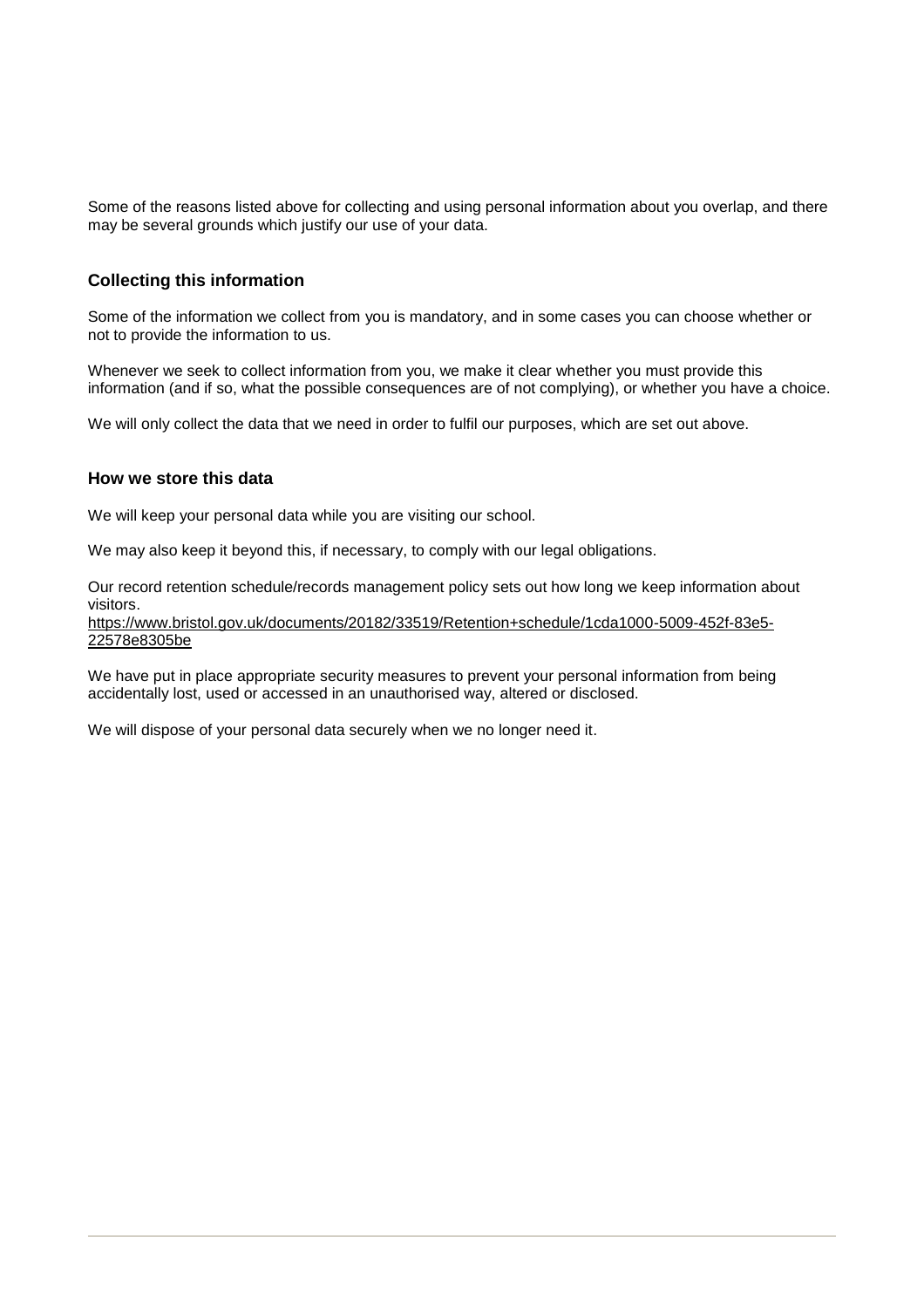Some of the reasons listed above for collecting and using personal information about you overlap, and there may be several grounds which justify our use of your data.

### Collecting this information

Some of the information we collect from you is mandatory, and in some cases you can choose whether or not to provide the information to us.

Whenever we seek to collect information from you, we make it clear whether you must provide this information (and if so, what the possible consequences are of not complying), or whether you have a choice.

We will only collect the data that we need in order to fulfil our purposes, which are set out above.

### How we store this data

We will keep your personal data while you are visiting our school.

We may also keep it beyond this, if necessary, to comply with our legal obligations.

Our record retention schedule/records management policy sets out how long we keep information about visitors.
https://www.bristol.gov.uk/documents/20182/33519/Retention+schedule/1cda1000-5009-452f-83e5-22578e8305be

We have put in place appropriate security measures to prevent your personal information from being accidentally lost, used or accessed in an unauthorised way, altered or disclosed.

We will dispose of your personal data securely when we no longer need it.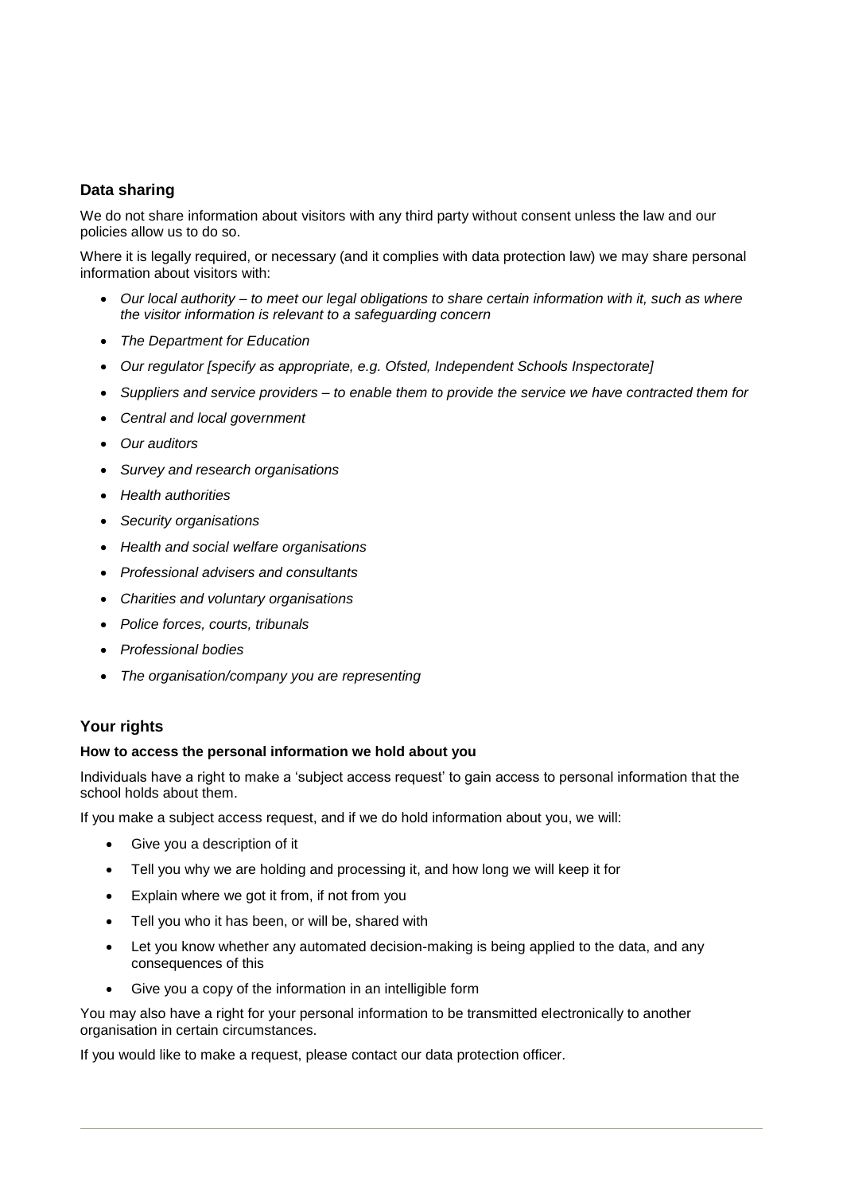## Data sharing

We do not share information about visitors with any third party without consent unless the law and our policies allow us to do so.

Where it is legally required, or necessary (and it complies with data protection law) we may share personal information about visitors with:

- *Our local authority – to meet our legal obligations to share certain information with it, such as where the visitor information is relevant to a safeguarding concern*
- *The Department for Education*
- *Our regulator [specify as appropriate, e.g. Ofsted, Independent Schools Inspectorate]*
- *Suppliers and service providers – to enable them to provide the service we have contracted them for*
- *Central and local government*
- *Our auditors*
- *Survey and research organisations*
- *Health authorities*
- *Security organisations*
- *Health and social welfare organisations*
- *Professional advisers and consultants*
- *Charities and voluntary organisations*
- *Police forces, courts, tribunals*
- *Professional bodies*
- *The organisation/company you are representing*

## Your rights

### How to access the personal information we hold about you

Individuals have a right to make a 'subject access request' to gain access to personal information that the school holds about them.

If you make a subject access request, and if we do hold information about you, we will:

- Give you a description of it
- Tell you why we are holding and processing it, and how long we will keep it for
- Explain where we got it from, if not from you
- Tell you who it has been, or will be, shared with
- Let you know whether any automated decision-making is being applied to the data, and any consequences of this
- Give you a copy of the information in an intelligible form

You may also have a right for your personal information to be transmitted electronically to another organisation in certain circumstances.

If you would like to make a request, please contact our data protection officer.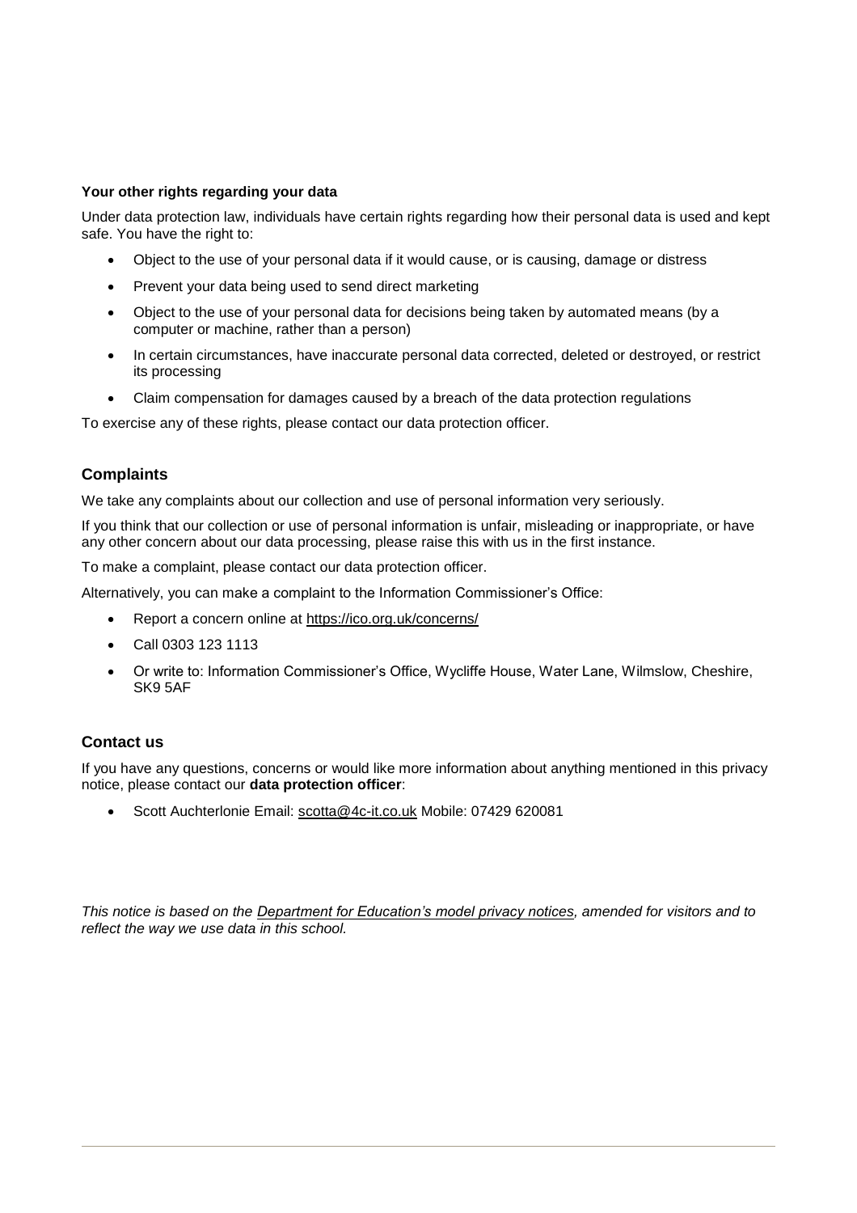**Your other rights regarding your data**

Under data protection law, individuals have certain rights regarding how their personal data is used and kept safe. You have the right to:

- Object to the use of your personal data if it would cause, or is causing, damage or distress
- Prevent your data being used to send direct marketing
- Object to the use of your personal data for decisions being taken by automated means (by a computer or machine, rather than a person)
- In certain circumstances, have inaccurate personal data corrected, deleted or destroyed, or restrict its processing
- Claim compensation for damages caused by a breach of the data protection regulations

To exercise any of these rights, please contact our data protection officer.

## Complaints

We take any complaints about our collection and use of personal information very seriously.

If you think that our collection or use of personal information is unfair, misleading or inappropriate, or have any other concern about our data processing, please raise this with us in the first instance.

To make a complaint, please contact our data protection officer.

Alternatively, you can make a complaint to the Information Commissioner's Office:

- Report a concern online at https://ico.org.uk/concerns/
- Call 0303 123 1113
- Or write to: Information Commissioner's Office, Wycliffe House, Water Lane, Wilmslow, Cheshire, SK9 5AF

## Contact us

If you have any questions, concerns or would like more information about anything mentioned in this privacy notice, please contact our **data protection officer**:

- Scott Auchterlonie Email: scotta@4c-it.co.uk Mobile: 07429 620081

*This notice is based on the Department for Education's model privacy notices, amended for visitors and to reflect the way we use data in this school.*